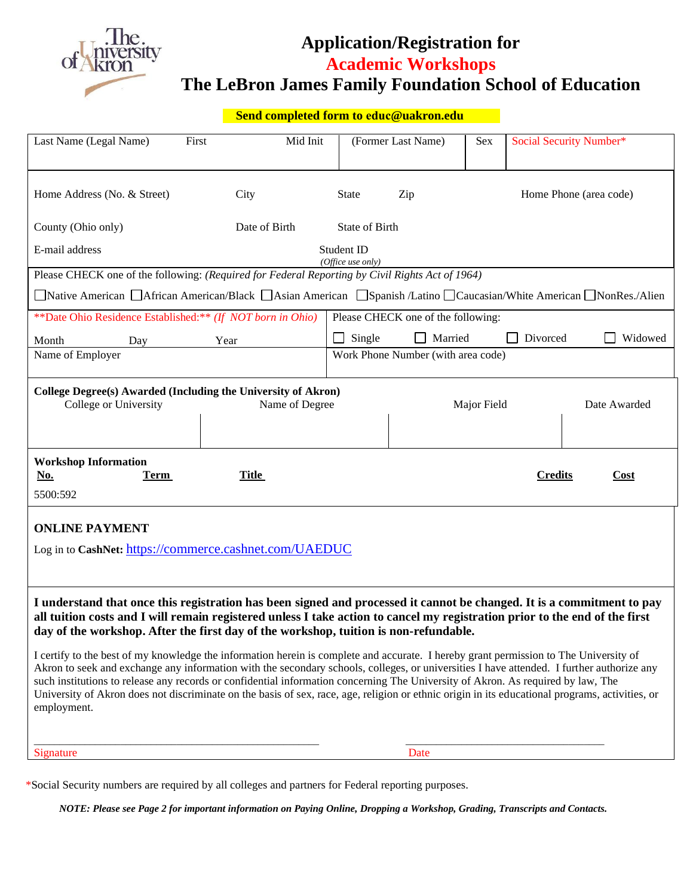The University of Akron

# Application/Registration for
# Academic Workshops
# The LeBron James Family Foundation School of Education

**Send completed form to educ@uakron.edu**

| Last Name (Legal Name) | First | Mid Init | (Former Last Name) | Sex | Social Security Number* |
|---|---|---|---|---|---|
| | | | | | |

Home Address (No. & Street) | City | State | Zip | Home Phone (area code)

County (Ohio only) | Date of Birth | State of Birth

E-mail address | Student ID *(Office use only)*

Please CHECK one of the following: *(Required for Federal Reporting by Civil Rights Act of 1964)*

☐ Native American ☐ African American/Black ☐ Asian American ☐ Spanish /Latino ☐ Caucasian/White American ☐ NonRes./Alien

**Date Ohio Residence Established:** *(If NOT born in Ohio)*

Month | Day | Year

Please CHECK one of the following:

☐ Single ☐ Married ☐ Divorced ☐ Widowed

Name of Employer | Work Phone Number (with area code)

**College Degree(s) Awarded (Including the University of Akron)**

| College or University | Name of Degree | Major Field | Date Awarded |
|---|---|---|---|
| | | | |

**Workshop Information**

| **No.** | **Term** | **Title** | **Credits** | **Cost** |
|---|---|---|---|---|
| 5500:592 | | | | |

**ONLINE PAYMENT**

Log in to **CashNet:** https://commerce.cashnet.com/UAEDUC

**I understand that once this registration has been signed and processed it cannot be changed. It is a commitment to pay all tuition costs and I will remain registered unless I take action to cancel my registration prior to the end of the first day of the workshop. After the first day of the workshop, tuition is non-refundable.**

I certify to the best of my knowledge the information herein is complete and accurate. I hereby grant permission to The University of Akron to seek and exchange any information with the secondary schools, colleges, or universities I have attended. I further authorize any such institutions to release any records or confidential information concerning The University of Akron. As required by law, The University of Akron does not discriminate on the basis of sex, race, age, religion or ethnic origin in its educational programs, activities, or employment.

Signature ______________________ Date ______________________

*Social Security numbers are required by all colleges and partners for Federal reporting purposes.

***NOTE: Please see Page 2 for important information on Paying Online, Dropping a Workshop, Grading, Transcripts and Contacts.***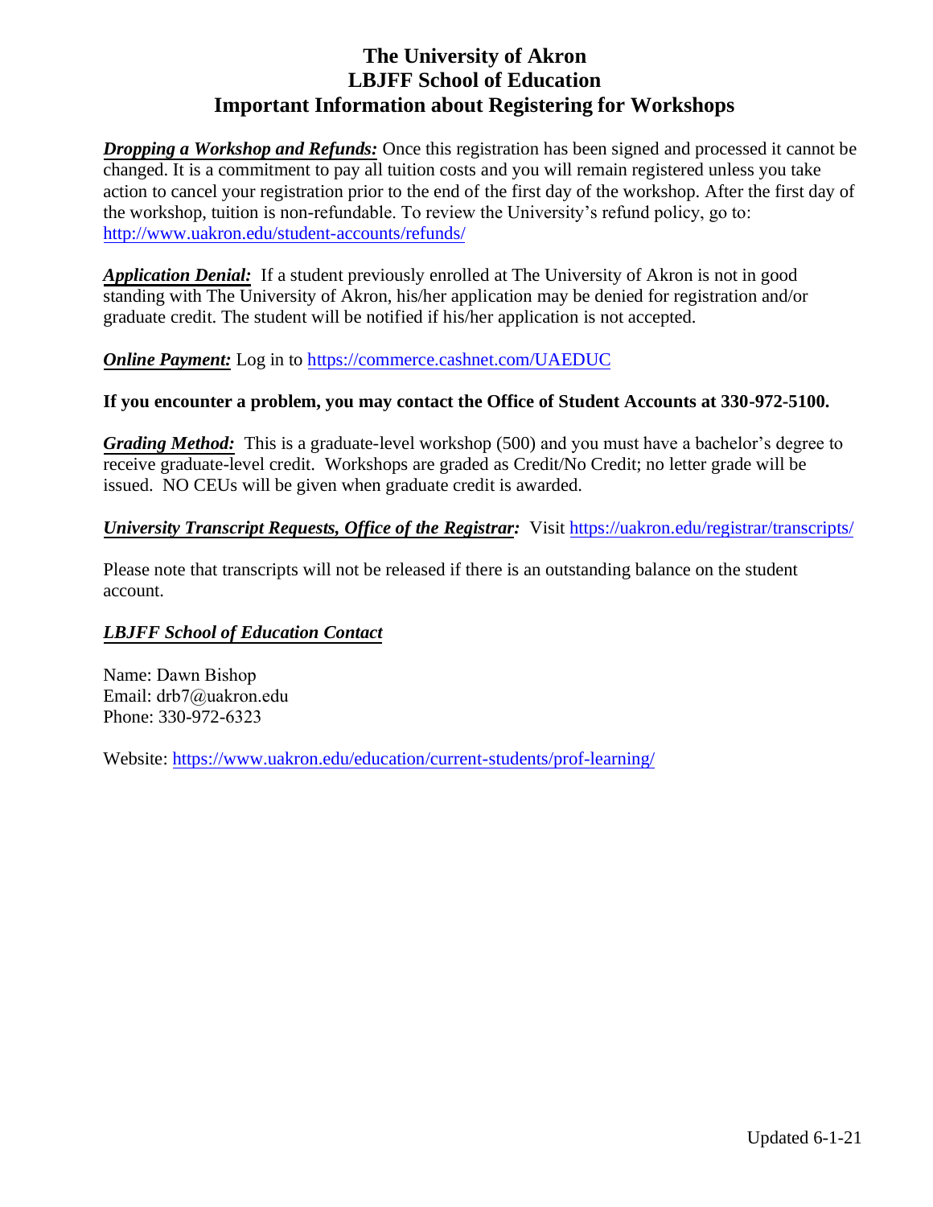# The University of Akron
# LBJFF School of Education
# Important Information about Registering for Workshops

***Dropping a Workshop and Refunds:*** Once this registration has been signed and processed it cannot be changed. It is a commitment to pay all tuition costs and you will remain registered unless you take action to cancel your registration prior to the end of the first day of the workshop. After the first day of the workshop, tuition is non-refundable. To review the University's refund policy, go to: http://www.uakron.edu/student-accounts/refunds/

***Application Denial:*** If a student previously enrolled at The University of Akron is not in good standing with The University of Akron, his/her application may be denied for registration and/or graduate credit. The student will be notified if his/her application is not accepted.

***Online Payment:*** Log in to https://commerce.cashnet.com/UAEDUC

**If you encounter a problem, you may contact the Office of Student Accounts at 330-972-5100.**

***Grading Method:*** This is a graduate-level workshop (500) and you must have a bachelor's degree to receive graduate-level credit. Workshops are graded as Credit/No Credit; no letter grade will be issued. NO CEUs will be given when graduate credit is awarded.

***University Transcript Requests, Office of the Registrar:*** Visit https://uakron.edu/registrar/transcripts/

Please note that transcripts will not be released if there is an outstanding balance on the student account.

***LBJFF School of Education Contact***

Name: Dawn Bishop
Email: drb7@uakron.edu
Phone: 330-972-6323

Website: https://www.uakron.edu/education/current-students/prof-learning/

Updated 6-1-21